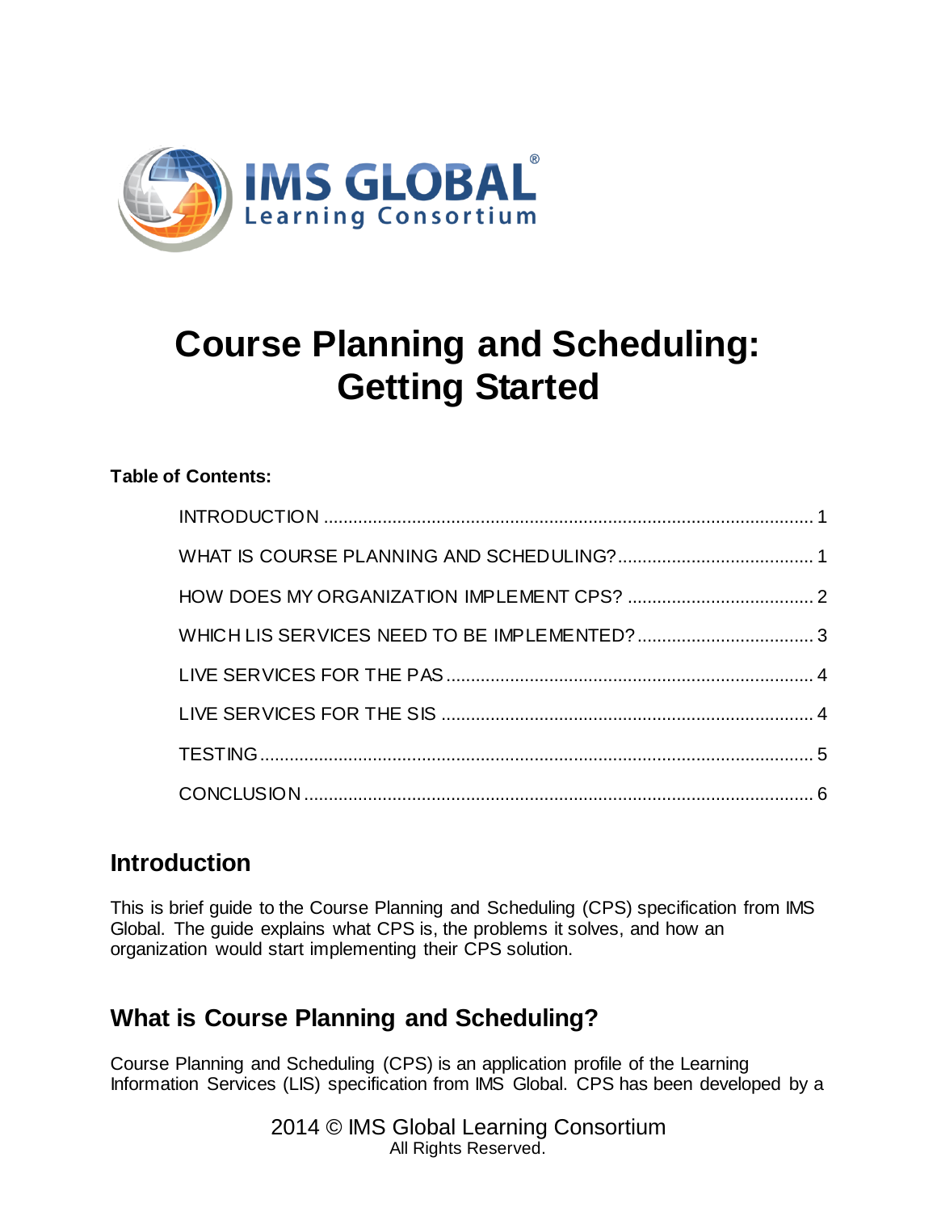IMS GLOBAL®
Learning Consortium

# Course Planning and Scheduling: Getting Started

**Table of Contents:**

- INTRODUCTION ........................................................................................... 1
- WHAT IS COURSE PLANNING AND SCHEDULING? ........................................ 1
- HOW DOES MY ORGANIZATION IMPLEMENT CPS? ...................................... 2
- WHICH LIS SERVICES NEED TO BE IMPLEMENTED? .................................... 3
- LIVE SERVICES FOR THE PAS ........................................................................ 4
- LIVE SERVICES FOR THE SIS ......................................................................... 4
- TESTING ..................................................................................................... 5
- CONCLUSION .............................................................................................. 6

## Introduction

This is brief guide to the Course Planning and Scheduling (CPS) specification from IMS Global. The guide explains what CPS is, the problems it solves, and how an organization would start implementing their CPS solution.

## What is Course Planning and Scheduling?

Course Planning and Scheduling (CPS) is an application profile of the Learning Information Services (LIS) specification from IMS Global. CPS has been developed by a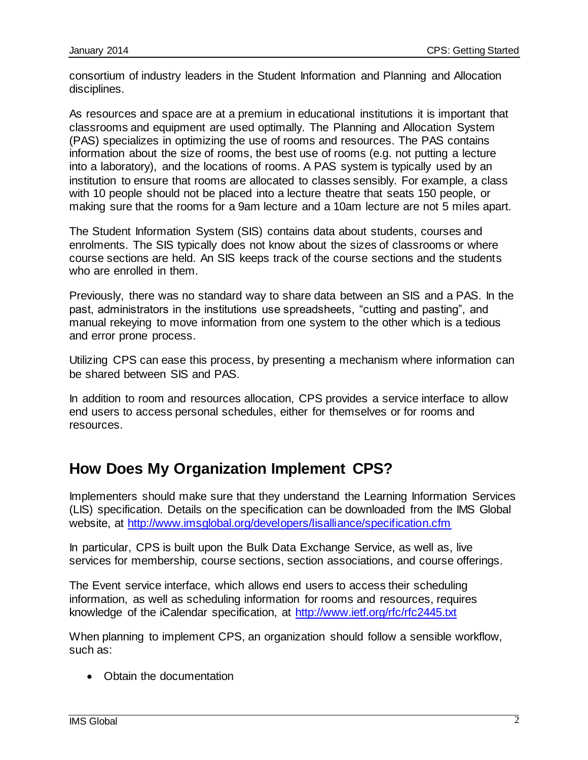consortium of industry leaders in the Student Information and Planning and Allocation disciplines.

As resources and space are at a premium in educational institutions it is important that classrooms and equipment are used optimally. The Planning and Allocation System (PAS) specializes in optimizing the use of rooms and resources. The PAS contains information about the size of rooms, the best use of rooms (e.g. not putting a lecture into a laboratory), and the locations of rooms. A PAS system is typically used by an institution to ensure that rooms are allocated to classes sensibly. For example, a class with 10 people should not be placed into a lecture theatre that seats 150 people, or making sure that the rooms for a 9am lecture and a 10am lecture are not 5 miles apart.

The Student Information System (SIS) contains data about students, courses and enrolments. The SIS typically does not know about the sizes of classrooms or where course sections are held. An SIS keeps track of the course sections and the students who are enrolled in them.

Previously, there was no standard way to share data between an SIS and a PAS. In the past, administrators in the institutions use spreadsheets, "cutting and pasting", and manual rekeying to move information from one system to the other which is a tedious and error prone process.

Utilizing CPS can ease this process, by presenting a mechanism where information can be shared between SIS and PAS.

In addition to room and resources allocation, CPS provides a service interface to allow end users to access personal schedules, either for themselves or for rooms and resources.

## How Does My Organization Implement CPS?

Implementers should make sure that they understand the Learning Information Services (LIS) specification. Details on the specification can be downloaded from the IMS Global website, at http://www.imsglobal.org/developers/lisalliance/specification.cfm

In particular, CPS is built upon the Bulk Data Exchange Service, as well as, live services for membership, course sections, section associations, and course offerings.

The Event service interface, which allows end users to access their scheduling information, as well as scheduling information for rooms and resources, requires knowledge of the iCalendar specification, at http://www.ietf.org/rfc/rfc2445.txt

When planning to implement CPS, an organization should follow a sensible workflow, such as:

- Obtain the documentation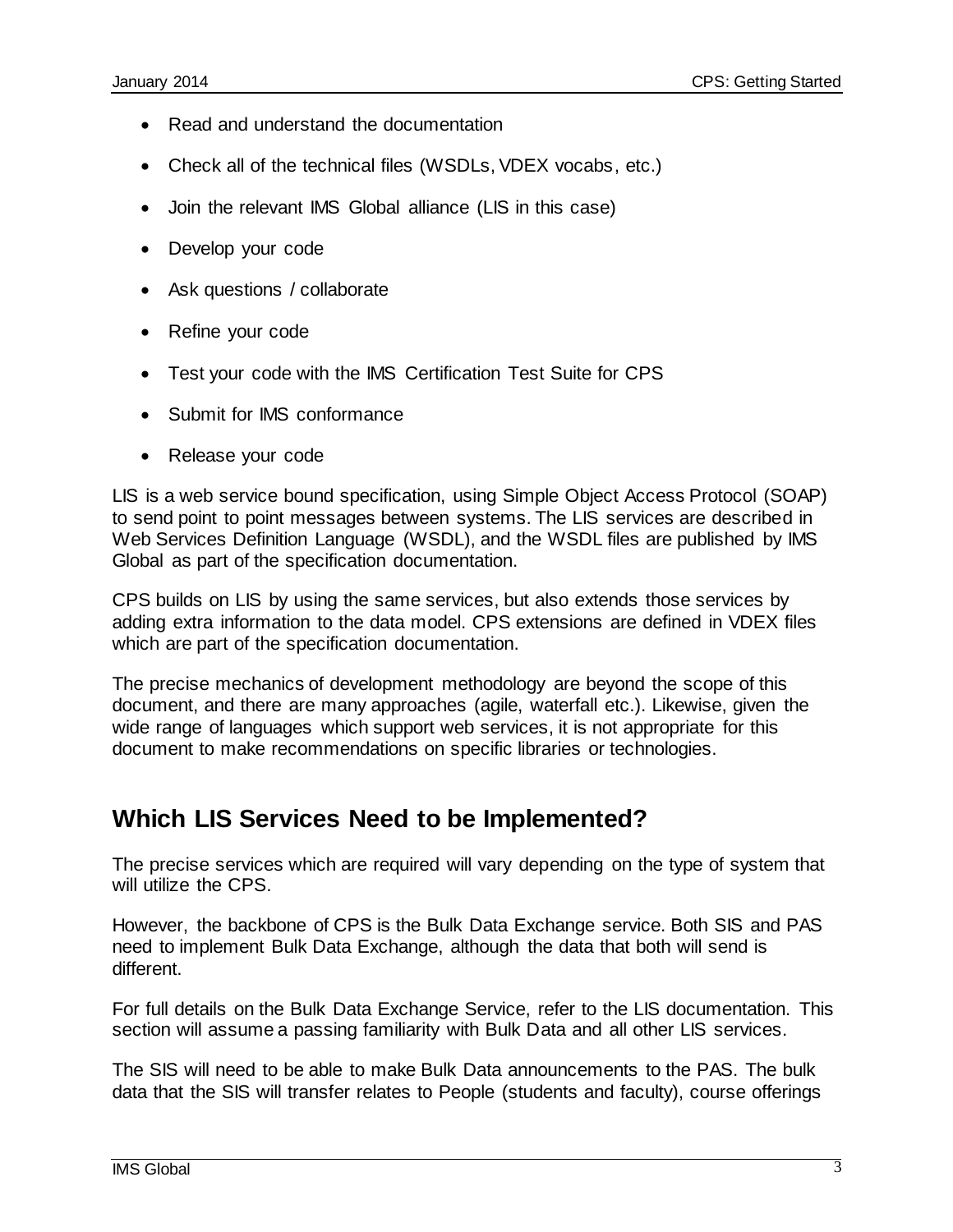- Read and understand the documentation
- Check all of the technical files (WSDLs, VDEX vocabs, etc.)
- Join the relevant IMS Global alliance (LIS in this case)
- Develop your code
- Ask questions / collaborate
- Refine your code
- Test your code with the IMS Certification Test Suite for CPS
- Submit for IMS conformance
- Release your code

LIS is a web service bound specification, using Simple Object Access Protocol (SOAP) to send point to point messages between systems. The LIS services are described in Web Services Definition Language (WSDL), and the WSDL files are published by IMS Global as part of the specification documentation.

CPS builds on LIS by using the same services, but also extends those services by adding extra information to the data model. CPS extensions are defined in VDEX files which are part of the specification documentation.

The precise mechanics of development methodology are beyond the scope of this document, and there are many approaches (agile, waterfall etc.). Likewise, given the wide range of languages which support web services, it is not appropriate for this document to make recommendations on specific libraries or technologies.

## Which LIS Services Need to be Implemented?

The precise services which are required will vary depending on the type of system that will utilize the CPS.

However, the backbone of CPS is the Bulk Data Exchange service. Both SIS and PAS need to implement Bulk Data Exchange, although the data that both will send is different.

For full details on the Bulk Data Exchange Service, refer to the LIS documentation. This section will assume a passing familiarity with Bulk Data and all other LIS services.

The SIS will need to be able to make Bulk Data announcements to the PAS. The bulk data that the SIS will transfer relates to People (students and faculty), course offerings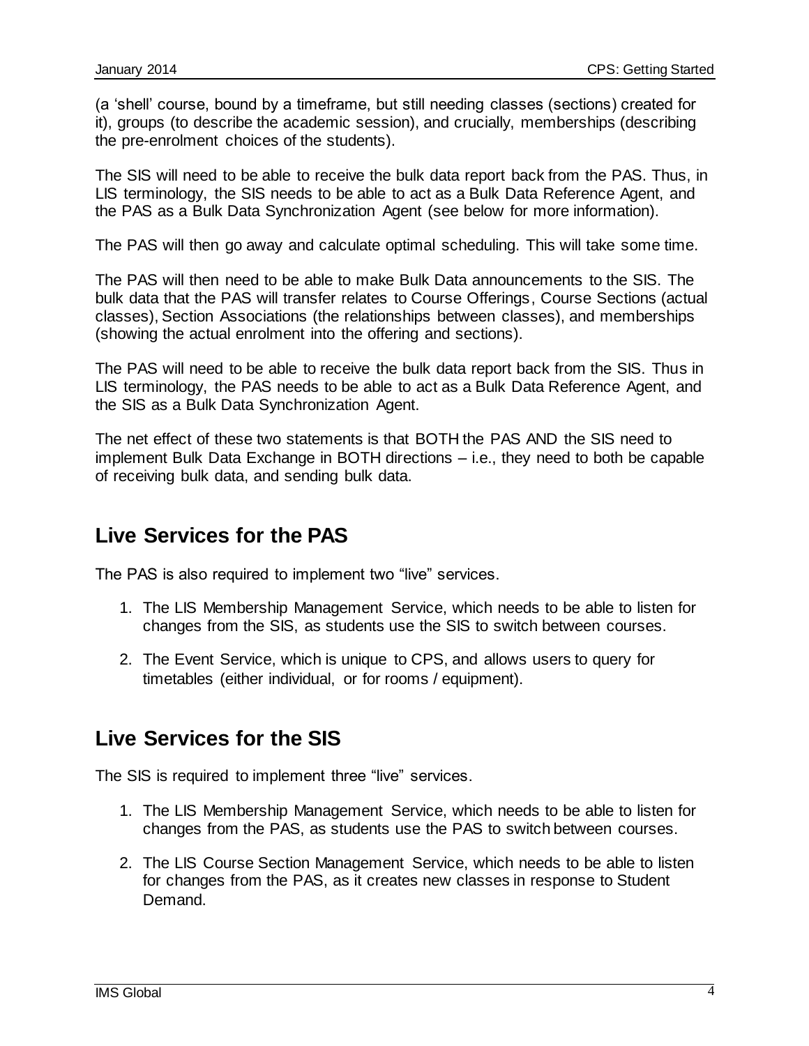(a 'shell' course, bound by a timeframe, but still needing classes (sections) created for it), groups (to describe the academic session), and crucially, memberships (describing the pre-enrolment choices of the students).

The SIS will need to be able to receive the bulk data report back from the PAS. Thus, in LIS terminology, the SIS needs to be able to act as a Bulk Data Reference Agent, and the PAS as a Bulk Data Synchronization Agent (see below for more information).

The PAS will then go away and calculate optimal scheduling. This will take some time.

The PAS will then need to be able to make Bulk Data announcements to the SIS. The bulk data that the PAS will transfer relates to Course Offerings, Course Sections (actual classes), Section Associations (the relationships between classes), and memberships (showing the actual enrolment into the offering and sections).

The PAS will need to be able to receive the bulk data report back from the SIS. Thus in LIS terminology, the PAS needs to be able to act as a Bulk Data Reference Agent, and the SIS as a Bulk Data Synchronization Agent.

The net effect of these two statements is that BOTH the PAS AND the SIS need to implement Bulk Data Exchange in BOTH directions – i.e., they need to both be capable of receiving bulk data, and sending bulk data.

## Live Services for the PAS

The PAS is also required to implement two "live" services.

1. The LIS Membership Management Service, which needs to be able to listen for changes from the SIS, as students use the SIS to switch between courses.

2. The Event Service, which is unique to CPS, and allows users to query for timetables (either individual, or for rooms / equipment).

## Live Services for the SIS

The SIS is required to implement three "live" services.

1. The LIS Membership Management Service, which needs to be able to listen for changes from the PAS, as students use the PAS to switch between courses.

2. The LIS Course Section Management Service, which needs to be able to listen for changes from the PAS, as it creates new classes in response to Student Demand.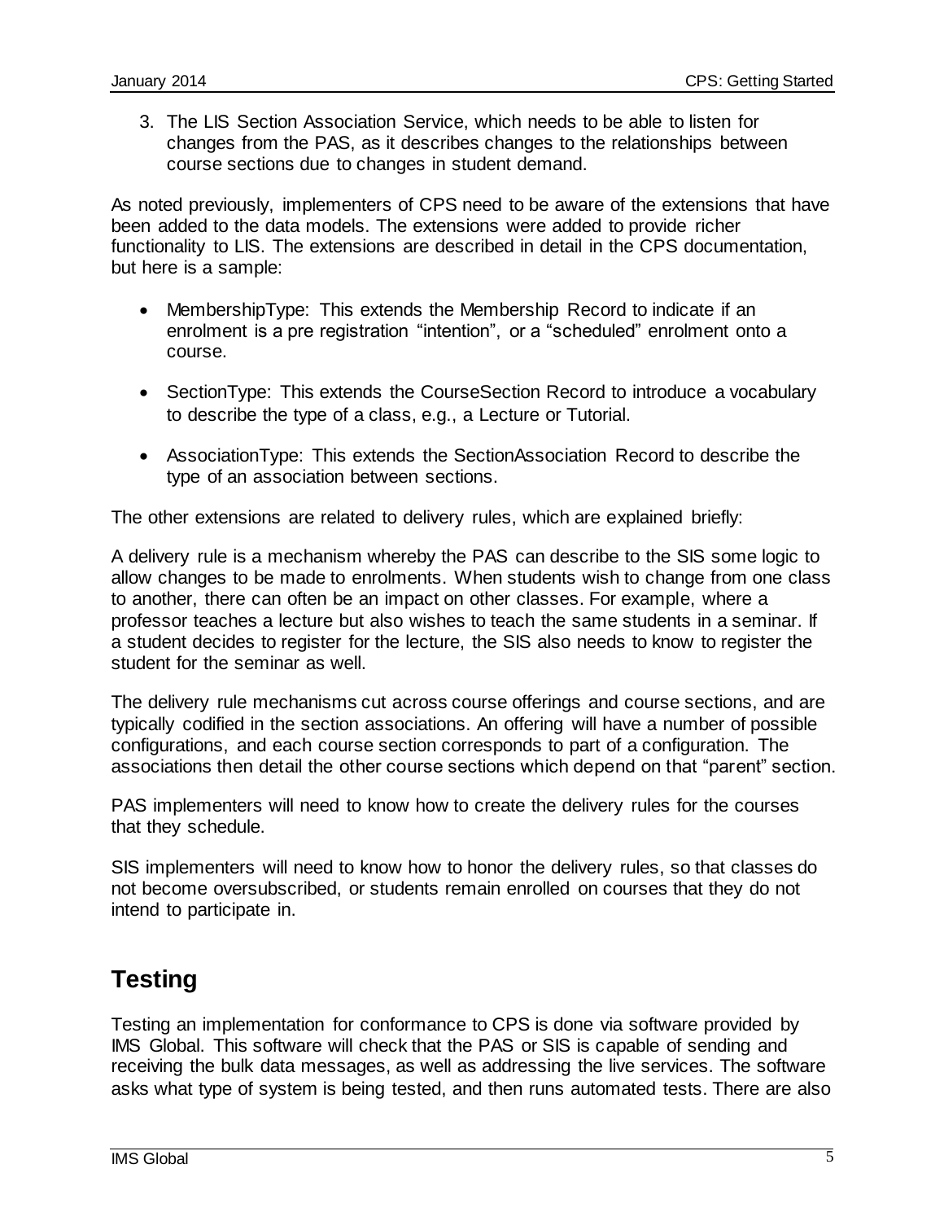3. The LIS Section Association Service, which needs to be able to listen for changes from the PAS, as it describes changes to the relationships between course sections due to changes in student demand.

As noted previously, implementers of CPS need to be aware of the extensions that have been added to the data models. The extensions were added to provide richer functionality to LIS. The extensions are described in detail in the CPS documentation, but here is a sample:

- MembershipType: This extends the Membership Record to indicate if an enrolment is a pre registration "intention", or a "scheduled" enrolment onto a course.

- SectionType: This extends the CourseSection Record to introduce a vocabulary to describe the type of a class, e.g., a Lecture or Tutorial.

- AssociationType: This extends the SectionAssociation Record to describe the type of an association between sections.

The other extensions are related to delivery rules, which are explained briefly:

A delivery rule is a mechanism whereby the PAS can describe to the SIS some logic to allow changes to be made to enrolments. When students wish to change from one class to another, there can often be an impact on other classes. For example, where a professor teaches a lecture but also wishes to teach the same students in a seminar. If a student decides to register for the lecture, the SIS also needs to know to register the student for the seminar as well.

The delivery rule mechanisms cut across course offerings and course sections, and are typically codified in the section associations. An offering will have a number of possible configurations, and each course section corresponds to part of a configuration. The associations then detail the other course sections which depend on that "parent" section.

PAS implementers will need to know how to create the delivery rules for the courses that they schedule.

SIS implementers will need to know how to honor the delivery rules, so that classes do not become oversubscribed, or students remain enrolled on courses that they do not intend to participate in.

## Testing

Testing an implementation for conformance to CPS is done via software provided by IMS Global. This software will check that the PAS or SIS is capable of sending and receiving the bulk data messages, as well as addressing the live services. The software asks what type of system is being tested, and then runs automated tests. There are also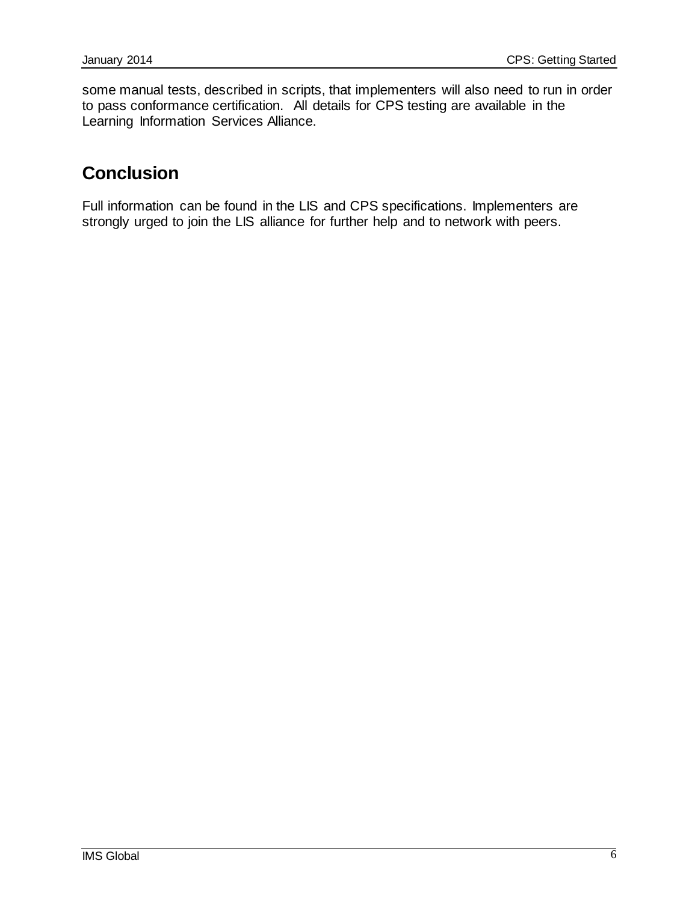some manual tests, described in scripts, that implementers will also need to run in order to pass conformance certification. All details for CPS testing are available in the Learning Information Services Alliance.

## Conclusion

Full information can be found in the LIS and CPS specifications. Implementers are strongly urged to join the LIS alliance for further help and to network with peers.